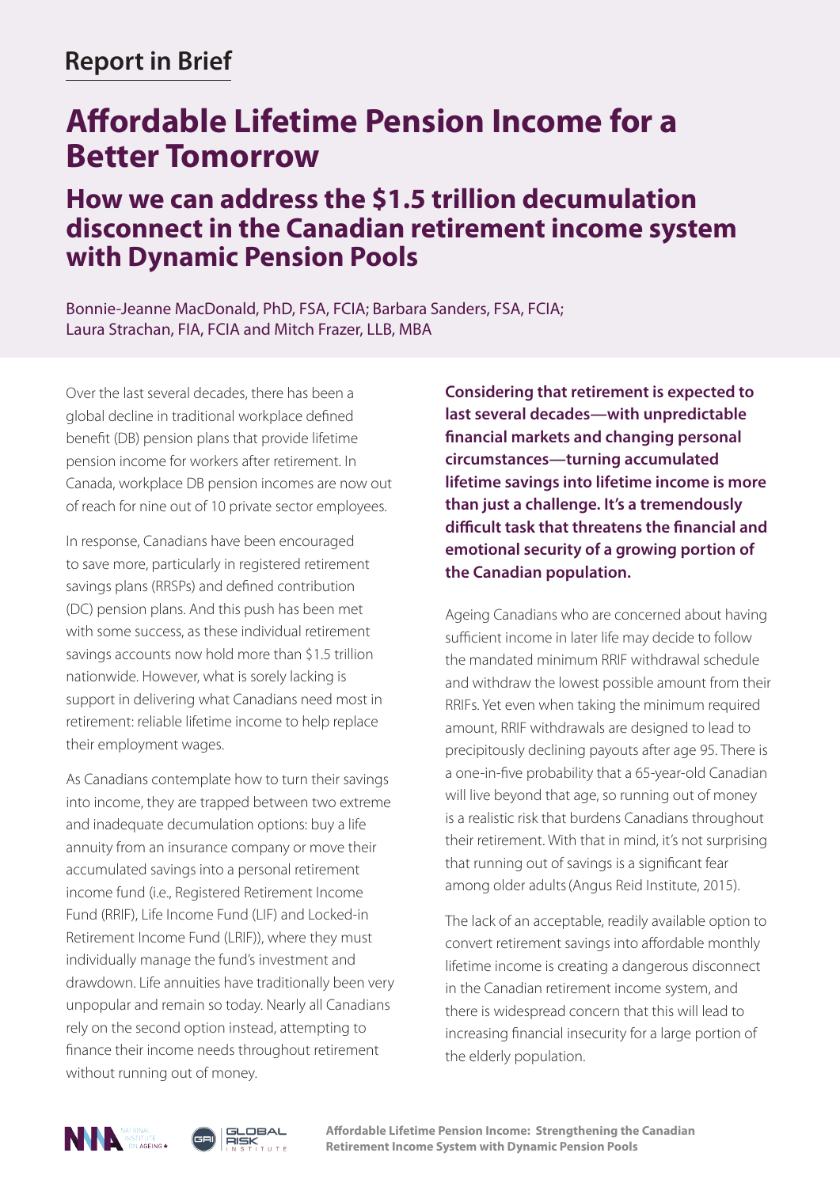## Report in Brief

# Affordable Lifetime Pension Income for a Better Tomorrow

## How we can address the $1.5 trillion decumulation disconnect in the Canadian retirement income system with Dynamic Pension Pools

Bonnie-Jeanne MacDonald, PhD, FSA, FCIA; Barbara Sanders, FSA, FCIA; Laura Strachan, FIA, FCIA and Mitch Frazer, LLB, MBA

Over the last several decades, there has been a global decline in traditional workplace defined benefit (DB) pension plans that provide lifetime pension income for workers after retirement. In Canada, workplace DB pension incomes are now out of reach for nine out of 10 private sector employees.

In response, Canadians have been encouraged to save more, particularly in registered retirement savings plans (RRSPs) and defined contribution (DC) pension plans. And this push has been met with some success, as these individual retirement savings accounts now hold more than $1.5 trillion nationwide. However, what is sorely lacking is support in delivering what Canadians need most in retirement: reliable lifetime income to help replace their employment wages.

As Canadians contemplate how to turn their savings into income, they are trapped between two extreme and inadequate decumulation options: buy a life annuity from an insurance company or move their accumulated savings into a personal retirement income fund (i.e., Registered Retirement Income Fund (RRIF), Life Income Fund (LIF) and Locked-in Retirement Income Fund (LRIF)), where they must individually manage the fund's investment and drawdown. Life annuities have traditionally been very unpopular and remain so today. Nearly all Canadians rely on the second option instead, attempting to finance their income needs throughout retirement without running out of money.

**Considering that retirement is expected to last several decades—with unpredictable financial markets and changing personal circumstances—turning accumulated lifetime savings into lifetime income is more than just a challenge. It's a tremendously difficult task that threatens the financial and emotional security of a growing portion of the Canadian population.**

Ageing Canadians who are concerned about having sufficient income in later life may decide to follow the mandated minimum RRIF withdrawal schedule and withdraw the lowest possible amount from their RRIFs. Yet even when taking the minimum required amount, RRIF withdrawals are designed to lead to precipitously declining payouts after age 95. There is a one-in-five probability that a 65-year-old Canadian will live beyond that age, so running out of money is a realistic risk that burdens Canadians throughout their retirement. With that in mind, it's not surprising that running out of savings is a significant fear among older adults (Angus Reid Institute, 2015).

The lack of an acceptable, readily available option to convert retirement savings into affordable monthly lifetime income is creating a dangerous disconnect in the Canadian retirement income system, and there is widespread concern that this will lead to increasing financial insecurity for a large portion of the elderly population.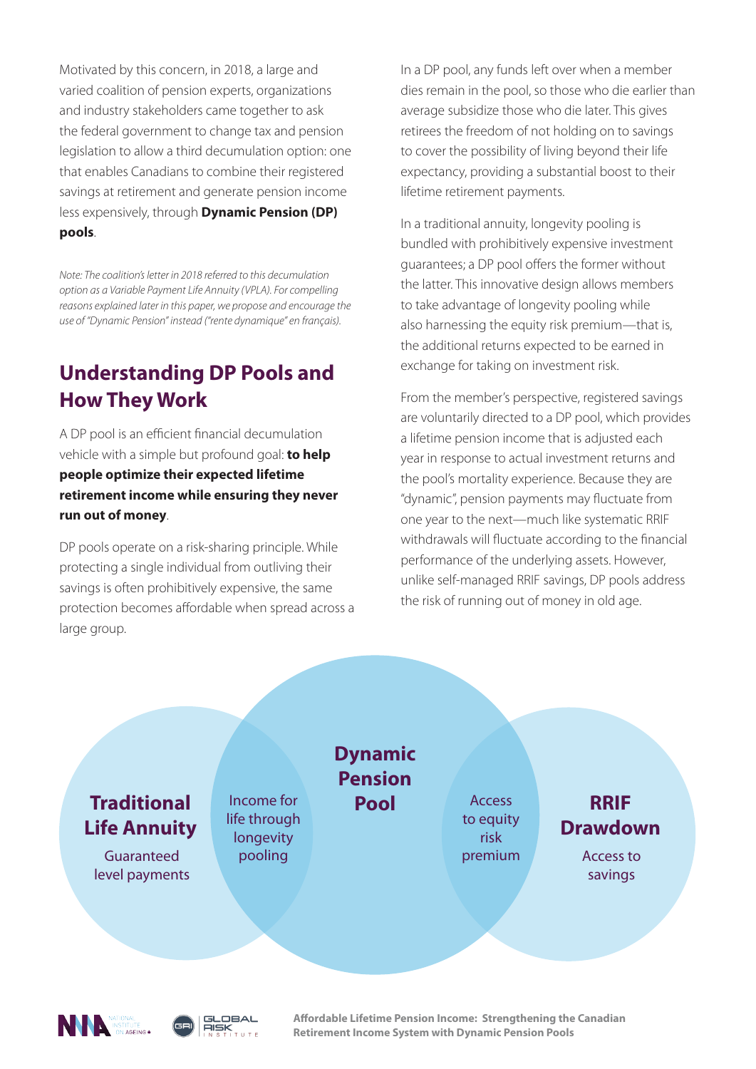Motivated by this concern, in 2018, a large and varied coalition of pension experts, organizations and industry stakeholders came together to ask the federal government to change tax and pension legislation to allow a third decumulation option: one that enables Canadians to combine their registered savings at retirement and generate pension income less expensively, through **Dynamic Pension (DP) pools**.

*Note: The coalition's letter in 2018 referred to this decumulation option as a Variable Payment Life Annuity (VPLA). For compelling reasons explained later in this paper, we propose and encourage the use of "Dynamic Pension" instead ("rente dynamique" en français).*

## Understanding DP Pools and How They Work

A DP pool is an efficient financial decumulation vehicle with a simple but profound goal: **to help people optimize their expected lifetime retirement income while ensuring they never run out of money**.

DP pools operate on a risk-sharing principle. While protecting a single individual from outliving their savings is often prohibitively expensive, the same protection becomes affordable when spread across a large group.

In a DP pool, any funds left over when a member dies remain in the pool, so those who die earlier than average subsidize those who die later. This gives retirees the freedom of not holding on to savings to cover the possibility of living beyond their life expectancy, providing a substantial boost to their lifetime retirement payments.

In a traditional annuity, longevity pooling is bundled with prohibitively expensive investment guarantees; a DP pool offers the former without the latter. This innovative design allows members to take advantage of longevity pooling while also harnessing the equity risk premium—that is, the additional returns expected to be earned in exchange for taking on investment risk.

From the member's perspective, registered savings are voluntarily directed to a DP pool, which provides a lifetime pension income that is adjusted each year in response to actual investment returns and the pool's mortality experience. Because they are "dynamic", pension payments may fluctuate from one year to the next—much like systematic RRIF withdrawals will fluctuate according to the financial performance of the underlying assets. However, unlike self-managed RRIF savings, DP pools address the risk of running out of money in old age.

**Traditional Life Annuity** — Guaranteed level payments

Income for life through longevity pooling

**Dynamic Pension Pool**

Access to equity risk premium

**RRIF Drawdown** — Access to savings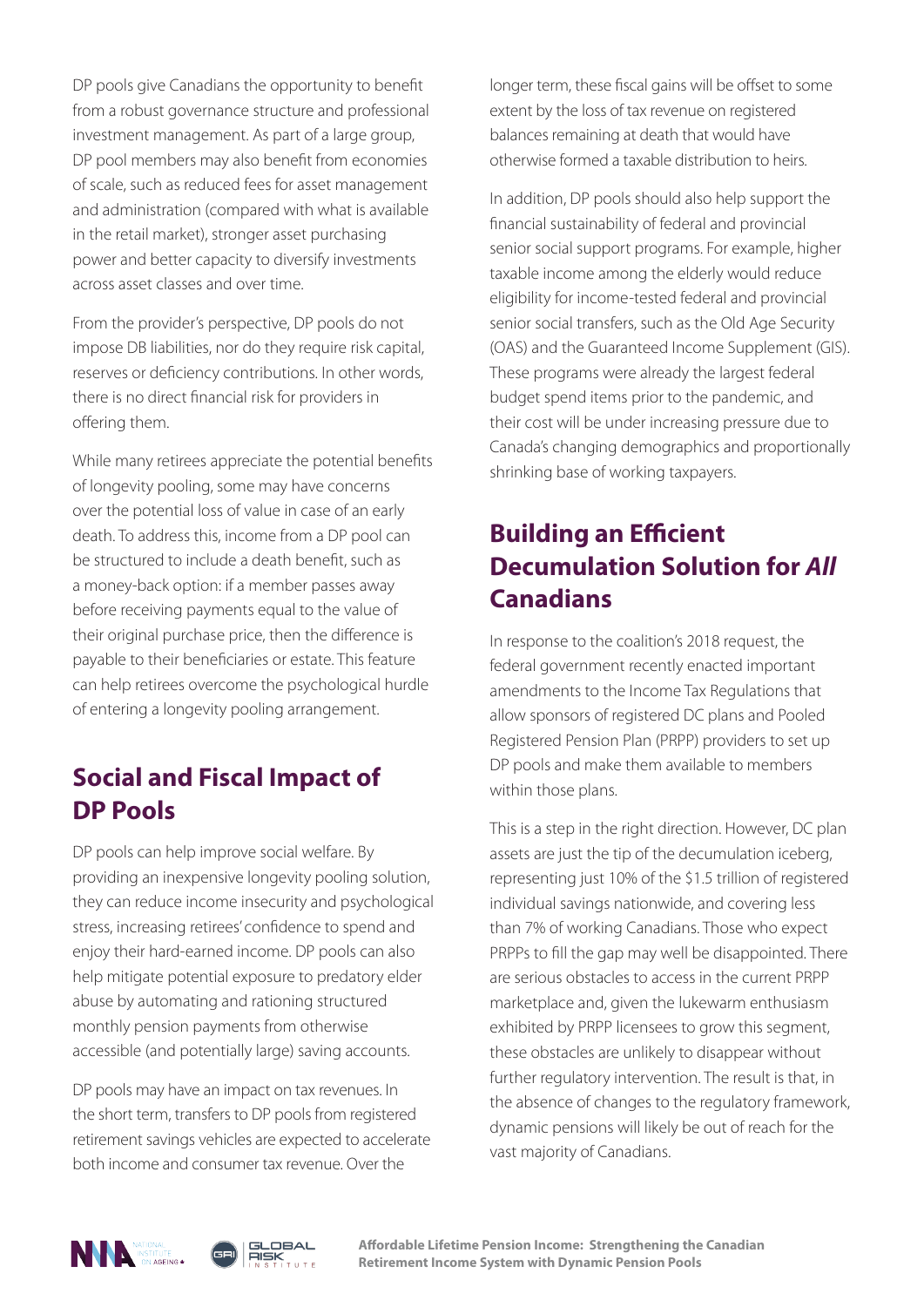DP pools give Canadians the opportunity to benefit from a robust governance structure and professional investment management. As part of a large group, DP pool members may also benefit from economies of scale, such as reduced fees for asset management and administration (compared with what is available in the retail market), stronger asset purchasing power and better capacity to diversify investments across asset classes and over time.

From the provider's perspective, DP pools do not impose DB liabilities, nor do they require risk capital, reserves or deficiency contributions. In other words, there is no direct financial risk for providers in offering them.

While many retirees appreciate the potential benefits of longevity pooling, some may have concerns over the potential loss of value in case of an early death. To address this, income from a DP pool can be structured to include a death benefit, such as a money-back option: if a member passes away before receiving payments equal to the value of their original purchase price, then the difference is payable to their beneficiaries or estate. This feature can help retirees overcome the psychological hurdle of entering a longevity pooling arrangement.

## Social and Fiscal Impact of DP Pools

DP pools can help improve social welfare. By providing an inexpensive longevity pooling solution, they can reduce income insecurity and psychological stress, increasing retirees' confidence to spend and enjoy their hard-earned income. DP pools can also help mitigate potential exposure to predatory elder abuse by automating and rationing structured monthly pension payments from otherwise accessible (and potentially large) saving accounts.

DP pools may have an impact on tax revenues. In the short term, transfers to DP pools from registered retirement savings vehicles are expected to accelerate both income and consumer tax revenue. Over the longer term, these fiscal gains will be offset to some extent by the loss of tax revenue on registered balances remaining at death that would have otherwise formed a taxable distribution to heirs.

In addition, DP pools should also help support the financial sustainability of federal and provincial senior social support programs. For example, higher taxable income among the elderly would reduce eligibility for income-tested federal and provincial senior social transfers, such as the Old Age Security (OAS) and the Guaranteed Income Supplement (GIS). These programs were already the largest federal budget spend items prior to the pandemic, and their cost will be under increasing pressure due to Canada's changing demographics and proportionally shrinking base of working taxpayers.

## Building an Efficient Decumulation Solution for *All* Canadians

In response to the coalition's 2018 request, the federal government recently enacted important amendments to the Income Tax Regulations that allow sponsors of registered DC plans and Pooled Registered Pension Plan (PRPP) providers to set up DP pools and make them available to members within those plans.

This is a step in the right direction. However, DC plan assets are just the tip of the decumulation iceberg, representing just 10% of the $1.5 trillion of registered individual savings nationwide, and covering less than 7% of working Canadians. Those who expect PRPPs to fill the gap may well be disappointed. There are serious obstacles to access in the current PRPP marketplace and, given the lukewarm enthusiasm exhibited by PRPP licensees to grow this segment, these obstacles are unlikely to disappear without further regulatory intervention. The result is that, in the absence of changes to the regulatory framework, dynamic pensions will likely be out of reach for the vast majority of Canadians.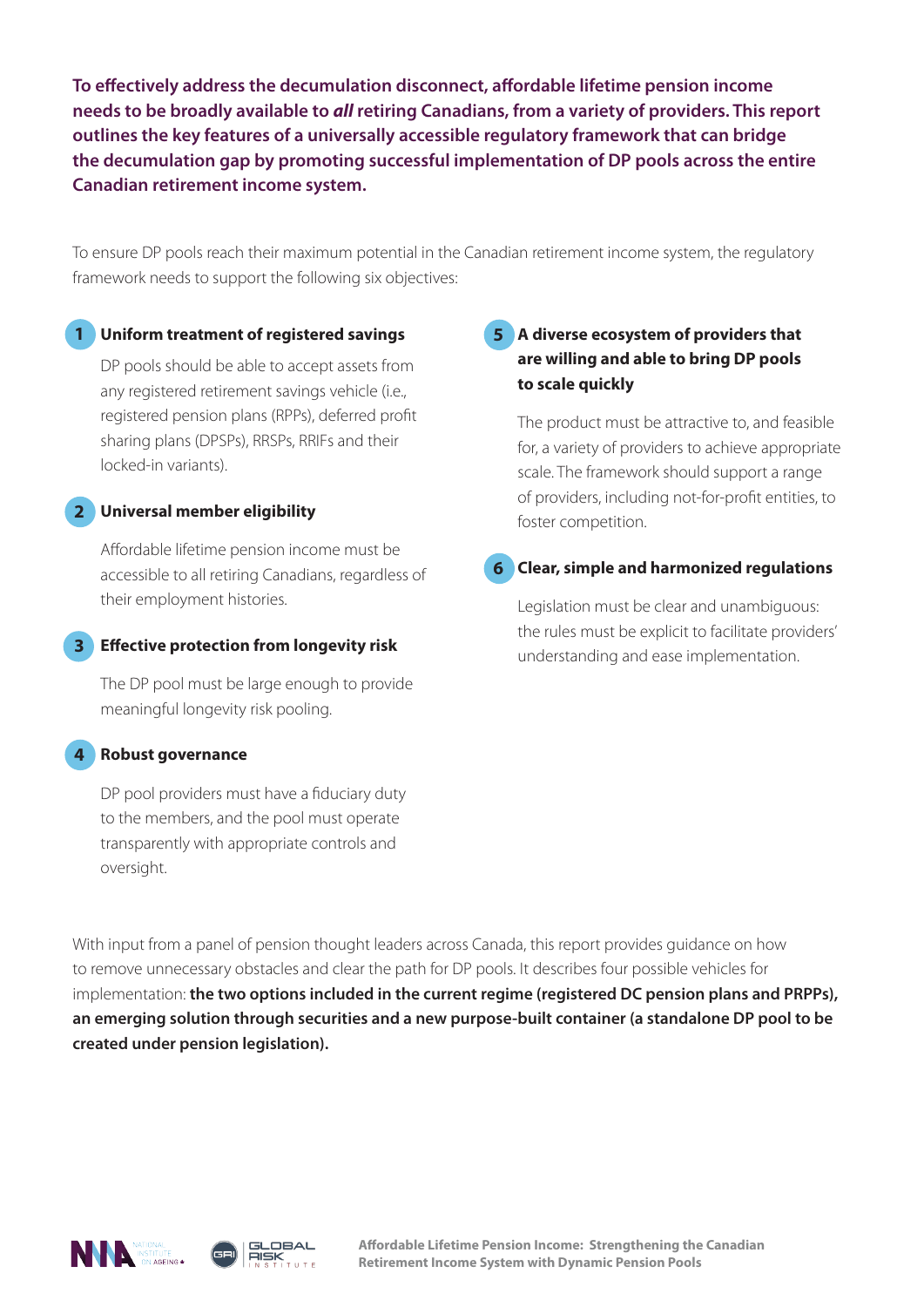**To effectively address the decumulation disconnect, affordable lifetime pension income needs to be broadly available to *all* retiring Canadians, from a variety of providers. This report outlines the key features of a universally accessible regulatory framework that can bridge the decumulation gap by promoting successful implementation of DP pools across the entire Canadian retirement income system.**

To ensure DP pools reach their maximum potential in the Canadian retirement income system, the regulatory framework needs to support the following six objectives:

### 1 Uniform treatment of registered savings

DP pools should be able to accept assets from any registered retirement savings vehicle (i.e., registered pension plans (RPPs), deferred profit sharing plans (DPSPs), RRSPs, RRIFs and their locked-in variants).

### 2 Universal member eligibility

Affordable lifetime pension income must be accessible to all retiring Canadians, regardless of their employment histories.

### 3 Effective protection from longevity risk

The DP pool must be large enough to provide meaningful longevity risk pooling.

### 4 Robust governance

DP pool providers must have a fiduciary duty to the members, and the pool must operate transparently with appropriate controls and oversight.

### 5 A diverse ecosystem of providers that are willing and able to bring DP pools to scale quickly

The product must be attractive to, and feasible for, a variety of providers to achieve appropriate scale. The framework should support a range of providers, including not-for-profit entities, to foster competition.

### 6 Clear, simple and harmonized regulations

Legislation must be clear and unambiguous: the rules must be explicit to facilitate providers' understanding and ease implementation.

With input from a panel of pension thought leaders across Canada, this report provides guidance on how to remove unnecessary obstacles and clear the path for DP pools. It describes four possible vehicles for implementation: **the two options included in the current regime (registered DC pension plans and PRPPs), an emerging solution through securities and a new purpose-built container (a standalone DP pool to be created under pension legislation).**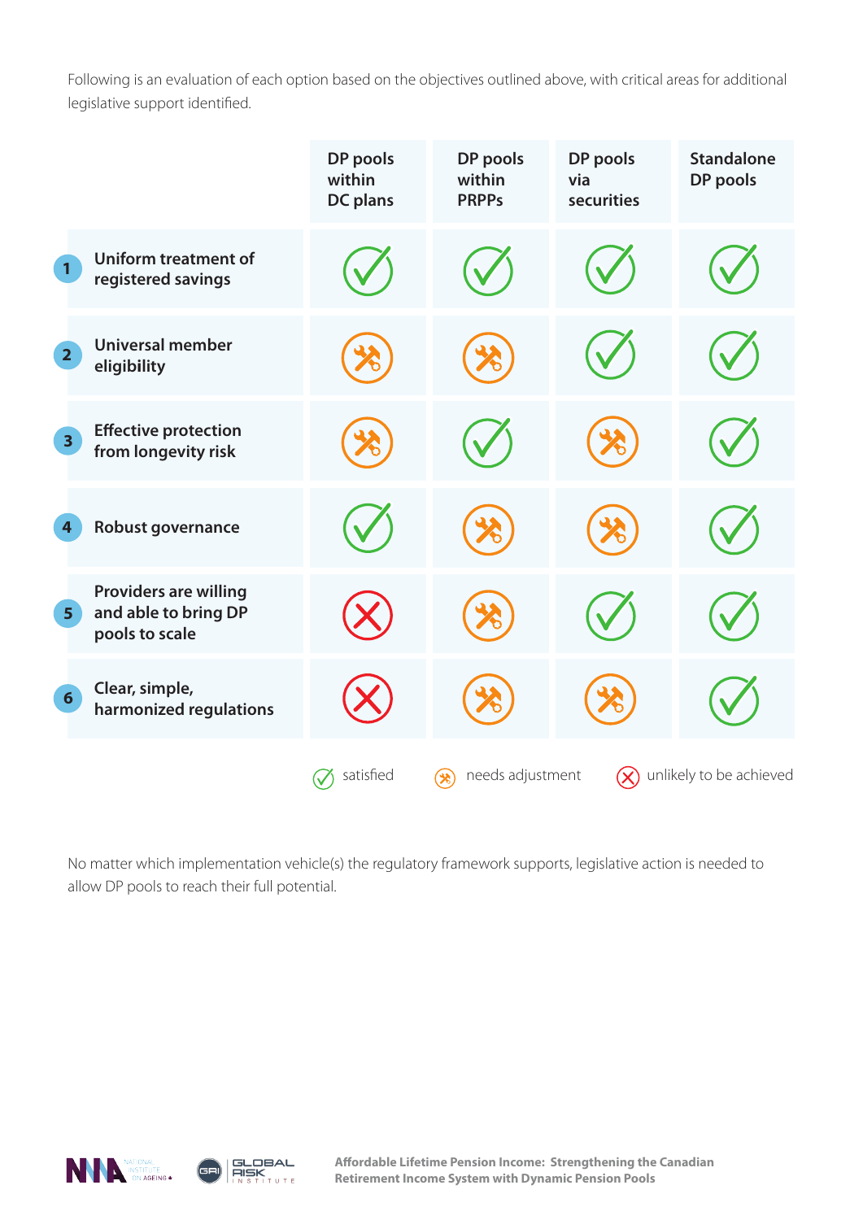Following is an evaluation of each option based on the objectives outlined above, with critical areas for additional legislative support identified.

| | DP pools within DC plans | DP pools within PRPPs | DP pools via securities | Standalone DP pools |
|---|---|---|---|---|
| 1 Uniform treatment of registered savings | satisfied | satisfied | satisfied | satisfied |
| 2 Universal member eligibility | needs adjustment | needs adjustment | satisfied | satisfied |
| 3 Effective protection from longevity risk | needs adjustment | satisfied | needs adjustment | satisfied |
| 4 Robust governance | satisfied | needs adjustment | needs adjustment | satisfied |
| 5 Providers are willing and able to bring DP pools to scale | unlikely to be achieved | needs adjustment | satisfied | satisfied |
| 6 Clear, simple, harmonized regulations | unlikely to be achieved | needs adjustment | needs adjustment | satisfied |

satisfied · needs adjustment · unlikely to be achieved

No matter which implementation vehicle(s) the regulatory framework supports, legislative action is needed to allow DP pools to reach their full potential.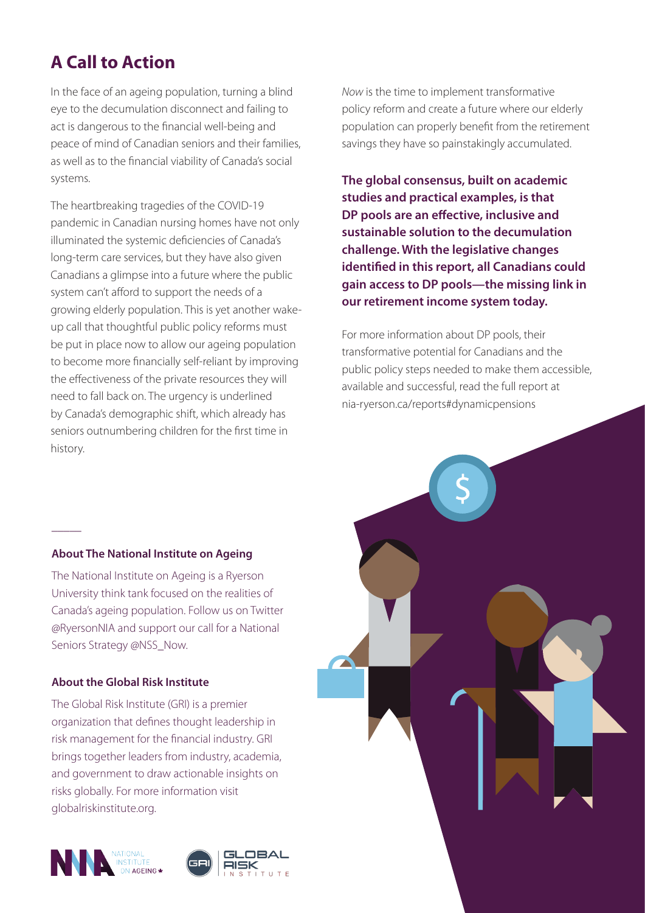## A Call to Action

In the face of an ageing population, turning a blind eye to the decumulation disconnect and failing to act is dangerous to the financial well-being and peace of mind of Canadian seniors and their families, as well as to the financial viability of Canada's social systems.

The heartbreaking tragedies of the COVID-19 pandemic in Canadian nursing homes have not only illuminated the systemic deficiencies of Canada's long-term care services, but they have also given Canadians a glimpse into a future where the public system can't afford to support the needs of a growing elderly population. This is yet another wake-up call that thoughtful public policy reforms must be put in place now to allow our ageing population to become more financially self-reliant by improving the effectiveness of the private resources they will need to fall back on. The urgency is underlined by Canada's demographic shift, which already has seniors outnumbering children for the first time in history.

*Now* is the time to implement transformative policy reform and create a future where our elderly population can properly benefit from the retirement savings they have so painstakingly accumulated.

**The global consensus, built on academic studies and practical examples, is that DP pools are an effective, inclusive and sustainable solution to the decumulation challenge. With the legislative changes identified in this report, all Canadians could gain access to DP pools—the missing link in our retirement income system today.**

For more information about DP pools, their transformative potential for Canadians and the public policy steps needed to make them accessible, available and successful, read the full report at nia-ryerson.ca/reports#dynamicpensions

### About The National Institute on Ageing

The National Institute on Ageing is a Ryerson University think tank focused on the realities of Canada's ageing population. Follow us on Twitter @RyersonNIA and support our call for a National Seniors Strategy @NSS_Now.

### About the Global Risk Institute

The Global Risk Institute (GRI) is a premier organization that defines thought leadership in risk management for the financial industry. GRI brings together leaders from industry, academia, and government to draw actionable insights on risks globally. For more information visit globalriskinstitute.org.

NATIONAL INSTITUTE ON AGEING

GRI GLOBAL RISK INSTITUTE